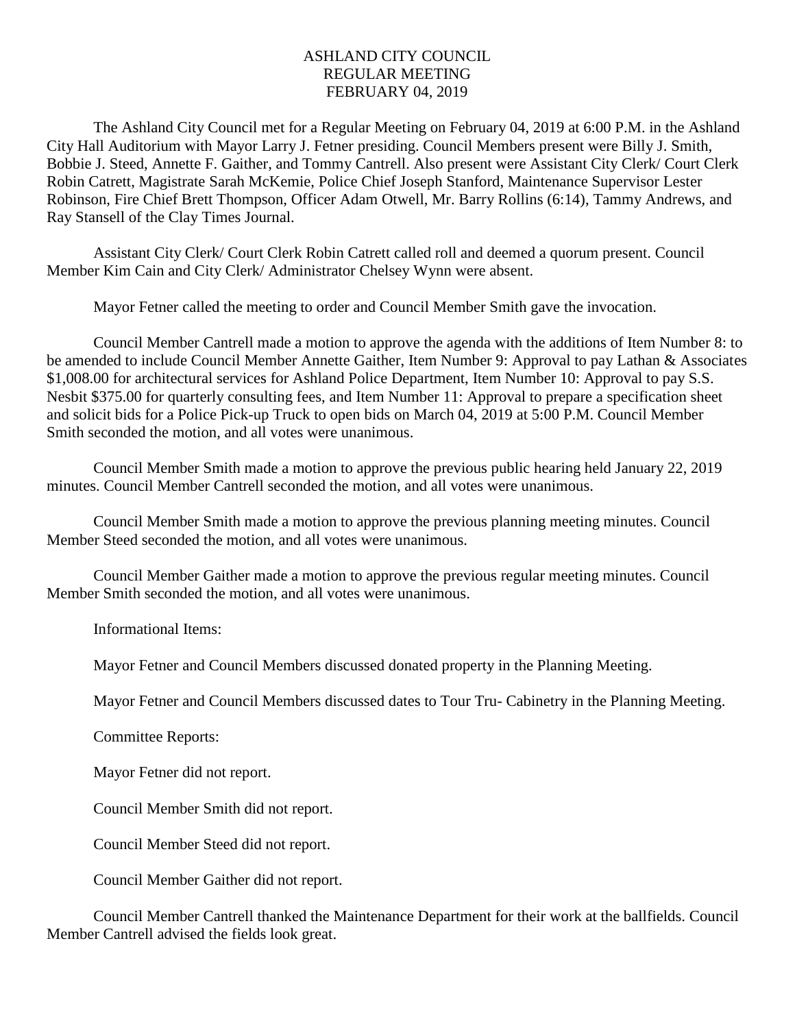# ASHLAND CITY COUNCIL
## REGULAR MEETING
## FEBRUARY 04, 2019

The Ashland City Council met for a Regular Meeting on February 04, 2019 at 6:00 P.M. in the Ashland City Hall Auditorium with Mayor Larry J. Fetner presiding. Council Members present were Billy J. Smith, Bobbie J. Steed, Annette F. Gaither, and Tommy Cantrell. Also present were Assistant City Clerk/ Court Clerk Robin Catrett, Magistrate Sarah McKemie, Police Chief Joseph Stanford, Maintenance Supervisor Lester Robinson, Fire Chief Brett Thompson, Officer Adam Otwell, Mr. Barry Rollins (6:14), Tammy Andrews, and Ray Stansell of the Clay Times Journal.

Assistant City Clerk/ Court Clerk Robin Catrett called roll and deemed a quorum present. Council Member Kim Cain and City Clerk/ Administrator Chelsey Wynn were absent.

Mayor Fetner called the meeting to order and Council Member Smith gave the invocation.

Council Member Cantrell made a motion to approve the agenda with the additions of Item Number 8: to be amended to include Council Member Annette Gaither, Item Number 9: Approval to pay Lathan & Associates $1,008.00 for architectural services for Ashland Police Department, Item Number 10: Approval to pay S.S. Nesbit $375.00 for quarterly consulting fees, and Item Number 11: Approval to prepare a specification sheet and solicit bids for a Police Pick-up Truck to open bids on March 04, 2019 at 5:00 P.M. Council Member Smith seconded the motion, and all votes were unanimous.

Council Member Smith made a motion to approve the previous public hearing held January 22, 2019 minutes. Council Member Cantrell seconded the motion, and all votes were unanimous.

Council Member Smith made a motion to approve the previous planning meeting minutes. Council Member Steed seconded the motion, and all votes were unanimous.

Council Member Gaither made a motion to approve the previous regular meeting minutes. Council Member Smith seconded the motion, and all votes were unanimous.

Informational Items:

Mayor Fetner and Council Members discussed donated property in the Planning Meeting.

Mayor Fetner and Council Members discussed dates to Tour Tru- Cabinetry in the Planning Meeting.

Committee Reports:

Mayor Fetner did not report.

Council Member Smith did not report.

Council Member Steed did not report.

Council Member Gaither did not report.

Council Member Cantrell thanked the Maintenance Department for their work at the ballfields. Council Member Cantrell advised the fields look great.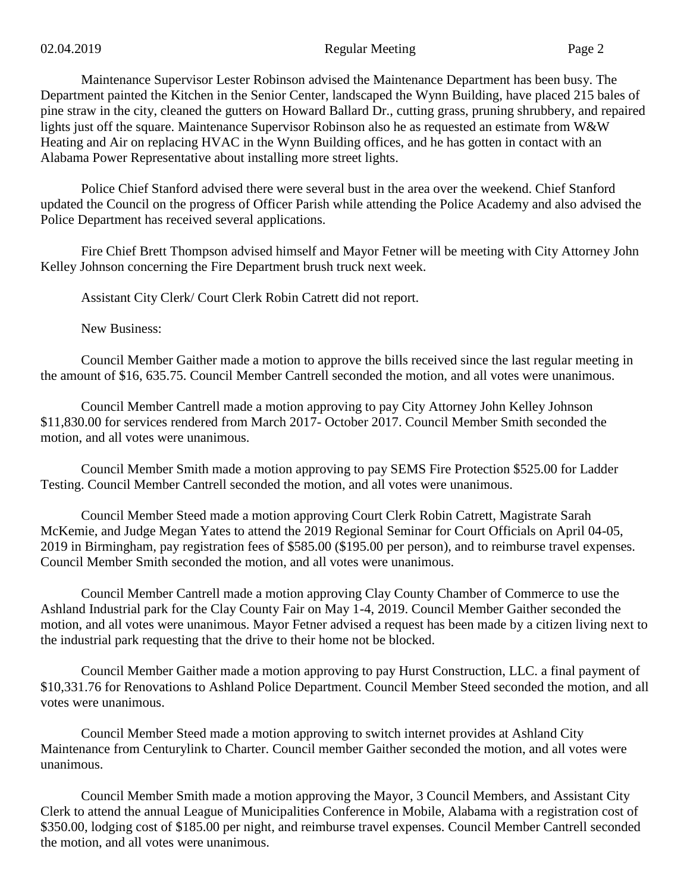Maintenance Supervisor Lester Robinson advised the Maintenance Department has been busy. The Department painted the Kitchen in the Senior Center, landscaped the Wynn Building, have placed 215 bales of pine straw in the city, cleaned the gutters on Howard Ballard Dr., cutting grass, pruning shrubbery, and repaired lights just off the square. Maintenance Supervisor Robinson also he as requested an estimate from W&W Heating and Air on replacing HVAC in the Wynn Building offices, and he has gotten in contact with an Alabama Power Representative about installing more street lights.

Police Chief Stanford advised there were several bust in the area over the weekend. Chief Stanford updated the Council on the progress of Officer Parish while attending the Police Academy and also advised the Police Department has received several applications.

Fire Chief Brett Thompson advised himself and Mayor Fetner will be meeting with City Attorney John Kelley Johnson concerning the Fire Department brush truck next week.

Assistant City Clerk/ Court Clerk Robin Catrett did not report.

New Business:

Council Member Gaither made a motion to approve the bills received since the last regular meeting in the amount of $16, 635.75. Council Member Cantrell seconded the motion, and all votes were unanimous.

Council Member Cantrell made a motion approving to pay City Attorney John Kelley Johnson $11,830.00 for services rendered from March 2017- October 2017. Council Member Smith seconded the motion, and all votes were unanimous.

Council Member Smith made a motion approving to pay SEMS Fire Protection $525.00 for Ladder Testing. Council Member Cantrell seconded the motion, and all votes were unanimous.

Council Member Steed made a motion approving Court Clerk Robin Catrett, Magistrate Sarah McKemie, and Judge Megan Yates to attend the 2019 Regional Seminar for Court Officials on April 04-05, 2019 in Birmingham, pay registration fees of $585.00 ($195.00 per person), and to reimburse travel expenses. Council Member Smith seconded the motion, and all votes were unanimous.

Council Member Cantrell made a motion approving Clay County Chamber of Commerce to use the Ashland Industrial park for the Clay County Fair on May 1-4, 2019. Council Member Gaither seconded the motion, and all votes were unanimous. Mayor Fetner advised a request has been made by a citizen living next to the industrial park requesting that the drive to their home not be blocked.

Council Member Gaither made a motion approving to pay Hurst Construction, LLC. a final payment of $10,331.76 for Renovations to Ashland Police Department. Council Member Steed seconded the motion, and all votes were unanimous.

Council Member Steed made a motion approving to switch internet provides at Ashland City Maintenance from Centurylink to Charter. Council member Gaither seconded the motion, and all votes were unanimous.

Council Member Smith made a motion approving the Mayor, 3 Council Members, and Assistant City Clerk to attend the annual League of Municipalities Conference in Mobile, Alabama with a registration cost of $350.00, lodging cost of $185.00 per night, and reimburse travel expenses. Council Member Cantrell seconded the motion, and all votes were unanimous.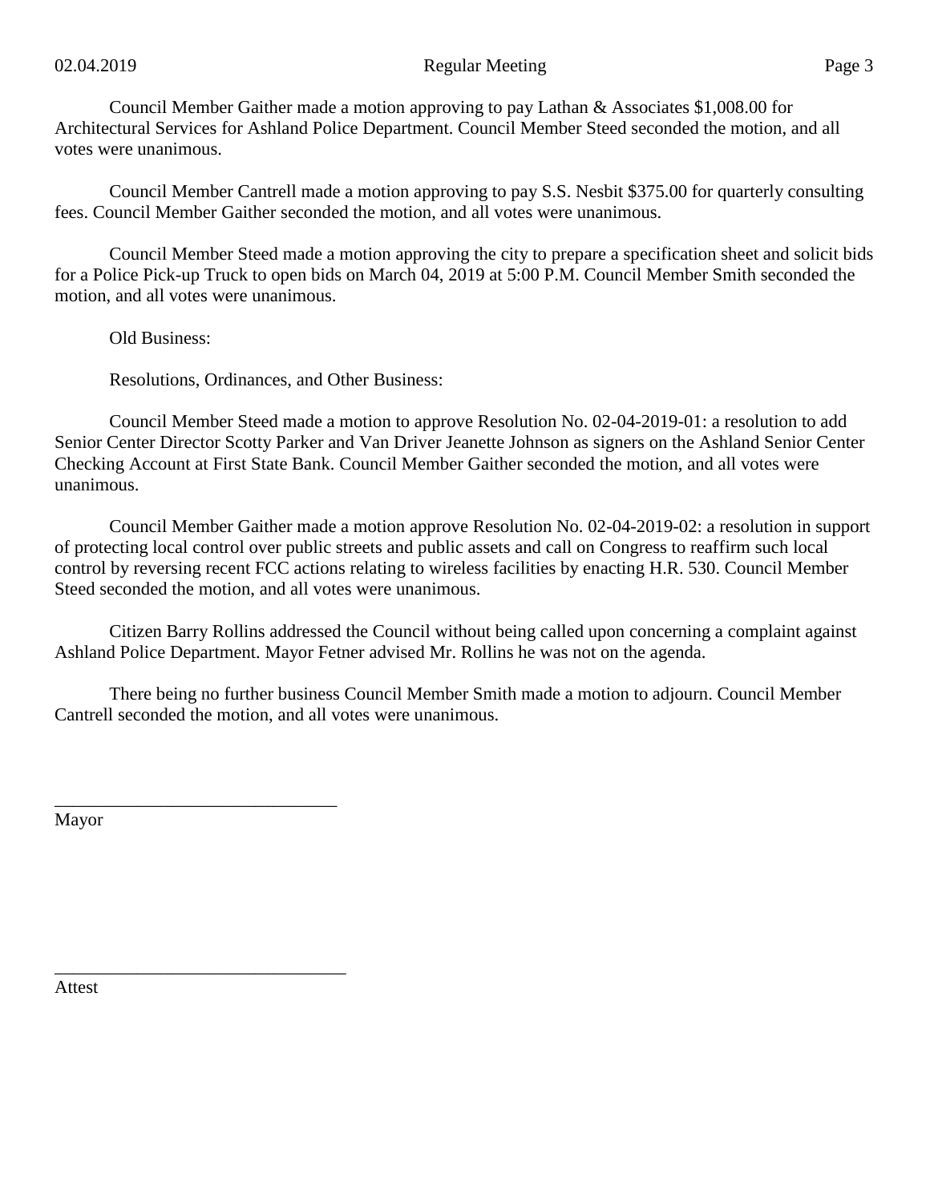Council Member Gaither made a motion approving to pay Lathan & Associates $1,008.00 for Architectural Services for Ashland Police Department. Council Member Steed seconded the motion, and all votes were unanimous.

Council Member Cantrell made a motion approving to pay S.S. Nesbit $375.00 for quarterly consulting fees. Council Member Gaither seconded the motion, and all votes were unanimous.

Council Member Steed made a motion approving the city to prepare a specification sheet and solicit bids for a Police Pick-up Truck to open bids on March 04, 2019 at 5:00 P.M. Council Member Smith seconded the motion, and all votes were unanimous.

Old Business:

Resolutions, Ordinances, and Other Business:

Council Member Steed made a motion to approve Resolution No. 02-04-2019-01: a resolution to add Senior Center Director Scotty Parker and Van Driver Jeanette Johnson as signers on the Ashland Senior Center Checking Account at First State Bank. Council Member Gaither seconded the motion, and all votes were unanimous.

Council Member Gaither made a motion approve Resolution No. 02-04-2019-02: a resolution in support of protecting local control over public streets and public assets and call on Congress to reaffirm such local control by reversing recent FCC actions relating to wireless facilities by enacting H.R. 530. Council Member Steed seconded the motion, and all votes were unanimous.

Citizen Barry Rollins addressed the Council without being called upon concerning a complaint against Ashland Police Department. Mayor Fetner advised Mr. Rollins he was not on the agenda.

There being no further business Council Member Smith made a motion to adjourn. Council Member Cantrell seconded the motion, and all votes were unanimous.

_______________________________
Mayor

________________________________
Attest